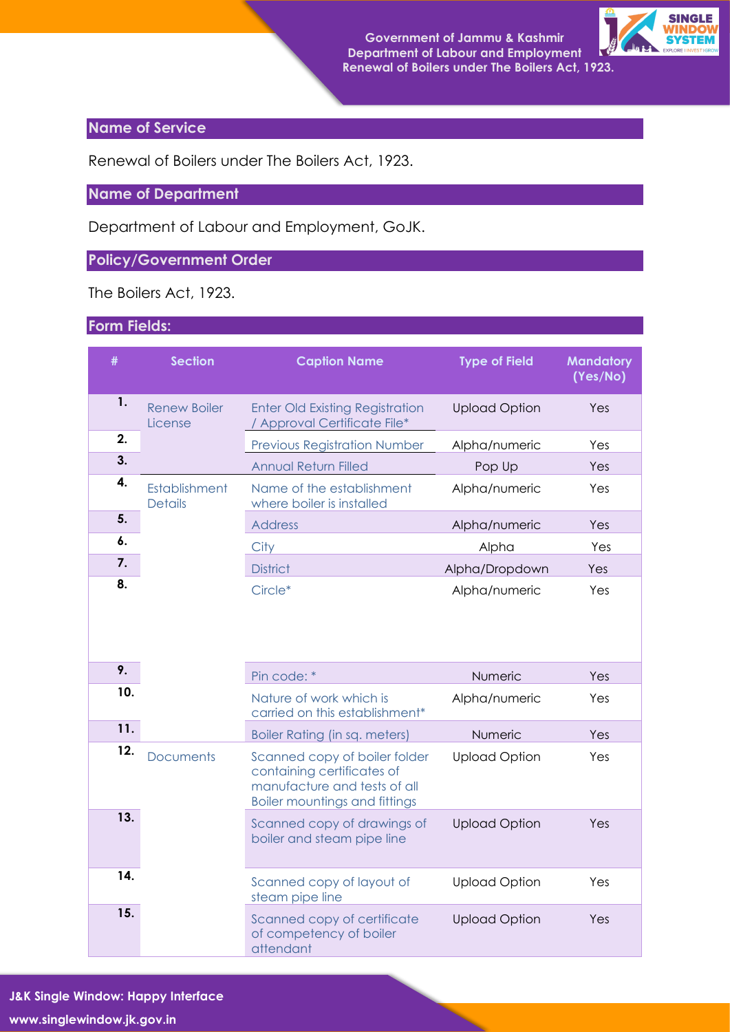## Name of Service

Renewal of Boilers under The Boilers Act, 1923.

## Name of Department

Department of Labour and Employment, GoJK.

## Policy/Government Order

The Boilers Act, 1923.

## Form Fields:

| # | Section | Caption Name | Type of Field | Mandatory (Yes/No) |
|---|---|---|---|---|
| 1. | Renew Boiler License | Enter Old Existing Registration / Approval Certificate File* | Upload Option | Yes |
| 2. | | Previous Registration Number | Alpha/numeric | Yes |
| 3. | | Annual Return Filled | Pop Up | Yes |
| 4. | Establishment Details | Name of the establishment where boiler is installed | Alpha/numeric | Yes |
| 5. | | Address | Alpha/numeric | Yes |
| 6. | | City | Alpha | Yes |
| 7. | | District | Alpha/Dropdown | Yes |
| 8. | | Circle* | Alpha/numeric | Yes |
| 9. | | Pin code: * | Numeric | Yes |
| 10. | | Nature of work which is carried on this establishment* | Alpha/numeric | Yes |
| 11. | | Boiler Rating (in sq. meters) | Numeric | Yes |
| 12. | Documents | Scanned copy of boiler folder containing certificates of manufacture and tests of all Boiler mountings and fittings | Upload Option | Yes |
| 13. | | Scanned copy of drawings of boiler and steam pipe line | Upload Option | Yes |
| 14. | | Scanned copy of layout of steam pipe line | Upload Option | Yes |
| 15. | | Scanned copy of certificate of competency of boiler attendant | Upload Option | Yes |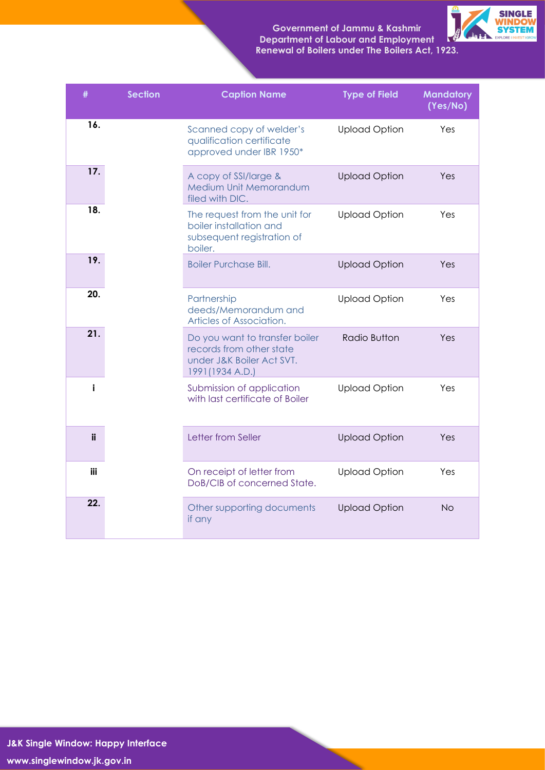| # | Section | Caption Name | Type of Field | Mandatory (Yes/No) |
|---|---|---|---|---|
| 16. | | Scanned copy of welder's qualification certificate approved under IBR 1950* | Upload Option | Yes |
| 17. | | A copy of SSI/large & Medium Unit Memorandum filed with DIC. | Upload Option | Yes |
| 18. | | The request from the unit for boiler installation and subsequent registration of boiler. | Upload Option | Yes |
| 19. | | Boiler Purchase Bill. | Upload Option | Yes |
| 20. | | Partnership deeds/Memorandum and Articles of Association. | Upload Option | Yes |
| 21. | | Do you want to transfer boiler records from other state under J&K Boiler Act SVT. 1991(1934 A.D.) | Radio Button | Yes |
| i | | Submission of application with last certificate of Boiler | Upload Option | Yes |
| ii | | Letter from Seller | Upload Option | Yes |
| iii | | On receipt of letter from DoB/CIB of concerned State. | Upload Option | Yes |
| 22. | | Other supporting documents if any | Upload Option | No |